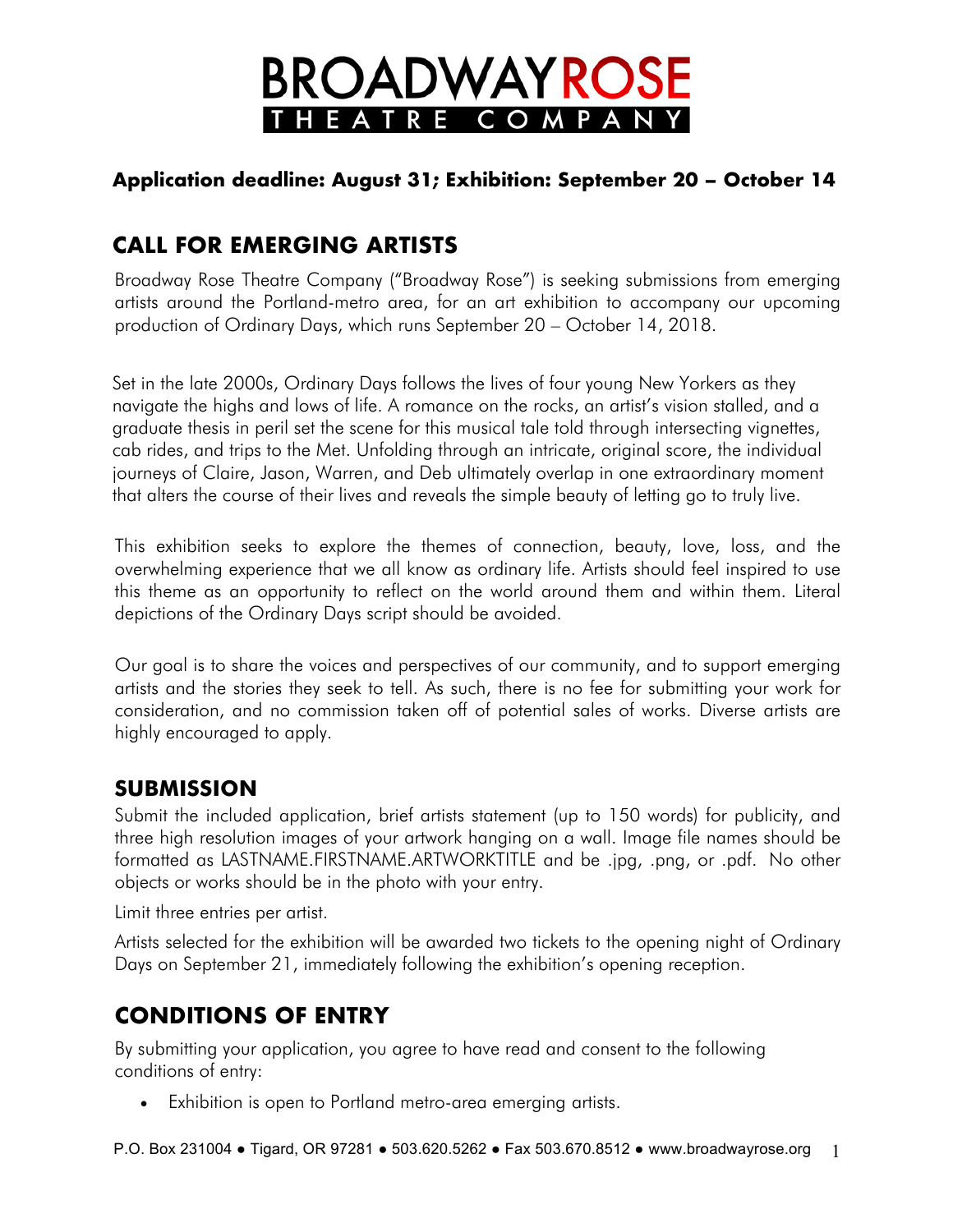# BROADWAY ROSE THEATRE COMPANY

**Application deadline: August 31; Exhibition: September 20 – October 14**

## CALL FOR EMERGING ARTISTS

Broadway Rose Theatre Company ("Broadway Rose") is seeking submissions from emerging artists around the Portland-metro area, for an art exhibition to accompany our upcoming production of Ordinary Days, which runs September 20 – October 14, 2018.

Set in the late 2000s, Ordinary Days follows the lives of four young New Yorkers as they navigate the highs and lows of life. A romance on the rocks, an artist's vision stalled, and a graduate thesis in peril set the scene for this musical tale told through intersecting vignettes, cab rides, and trips to the Met. Unfolding through an intricate, original score, the individual journeys of Claire, Jason, Warren, and Deb ultimately overlap in one extraordinary moment that alters the course of their lives and reveals the simple beauty of letting go to truly live.

This exhibition seeks to explore the themes of connection, beauty, love, loss, and the overwhelming experience that we all know as ordinary life. Artists should feel inspired to use this theme as an opportunity to reflect on the world around them and within them. Literal depictions of the Ordinary Days script should be avoided.

Our goal is to share the voices and perspectives of our community, and to support emerging artists and the stories they seek to tell. As such, there is no fee for submitting your work for consideration, and no commission taken off of potential sales of works. Diverse artists are highly encouraged to apply.

## SUBMISSION

Submit the included application, brief artists statement (up to 150 words) for publicity, and three high resolution images of your artwork hanging on a wall. Image file names should be formatted as LASTNAME.FIRSTNAME.ARTWORKTITLE and be .jpg, .png, or .pdf. No other objects or works should be in the photo with your entry.

Limit three entries per artist.

Artists selected for the exhibition will be awarded two tickets to the opening night of Ordinary Days on September 21, immediately following the exhibition's opening reception.

## CONDITIONS OF ENTRY

By submitting your application, you agree to have read and consent to the following conditions of entry:

- Exhibition is open to Portland metro-area emerging artists.

P.O. Box 231004 ● Tigard, OR 97281 ● 503.620.5262 ● Fax 503.670.8512 ● www.broadwayrose.org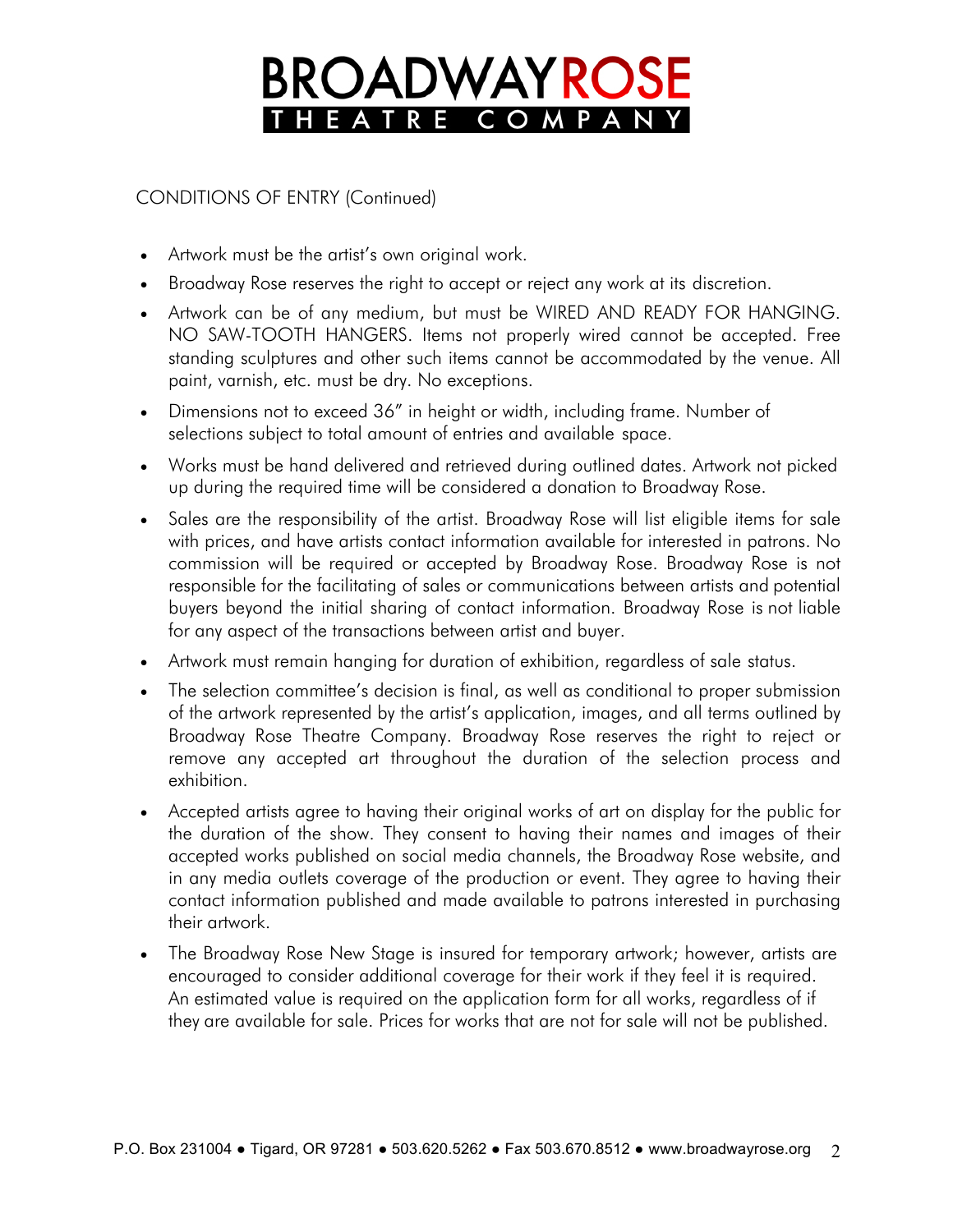# BROADWAY ROSE
THEATRE COMPANY

CONDITIONS OF ENTRY (Continued)

- Artwork must be the artist's own original work.
- Broadway Rose reserves the right to accept or reject any work at its discretion.
- Artwork can be of any medium, but must be WIRED AND READY FOR HANGING. NO SAW-TOOTH HANGERS. Items not properly wired cannot be accepted. Free standing sculptures and other such items cannot be accommodated by the venue. All paint, varnish, etc. must be dry. No exceptions.
- Dimensions not to exceed 36" in height or width, including frame. Number of selections subject to total amount of entries and available space.
- Works must be hand delivered and retrieved during outlined dates. Artwork not picked up during the required time will be considered a donation to Broadway Rose.
- Sales are the responsibility of the artist. Broadway Rose will list eligible items for sale with prices, and have artists contact information available for interested in patrons. No commission will be required or accepted by Broadway Rose. Broadway Rose is not responsible for the facilitating of sales or communications between artists and potential buyers beyond the initial sharing of contact information. Broadway Rose is not liable for any aspect of the transactions between artist and buyer.
- Artwork must remain hanging for duration of exhibition, regardless of sale status.
- The selection committee's decision is final, as well as conditional to proper submission of the artwork represented by the artist's application, images, and all terms outlined by Broadway Rose Theatre Company. Broadway Rose reserves the right to reject or remove any accepted art throughout the duration of the selection process and exhibition.
- Accepted artists agree to having their original works of art on display for the public for the duration of the show. They consent to having their names and images of their accepted works published on social media channels, the Broadway Rose website, and in any media outlets coverage of the production or event. They agree to having their contact information published and made available to patrons interested in purchasing their artwork.
- The Broadway Rose New Stage is insured for temporary artwork; however, artists are encouraged to consider additional coverage for their work if they feel it is required. An estimated value is required on the application form for all works, regardless of if they are available for sale. Prices for works that are not for sale will not be published.

P.O. Box 231004 ● Tigard, OR 97281 ● 503.620.5262 ● Fax 503.670.8512 ● www.broadwayrose.org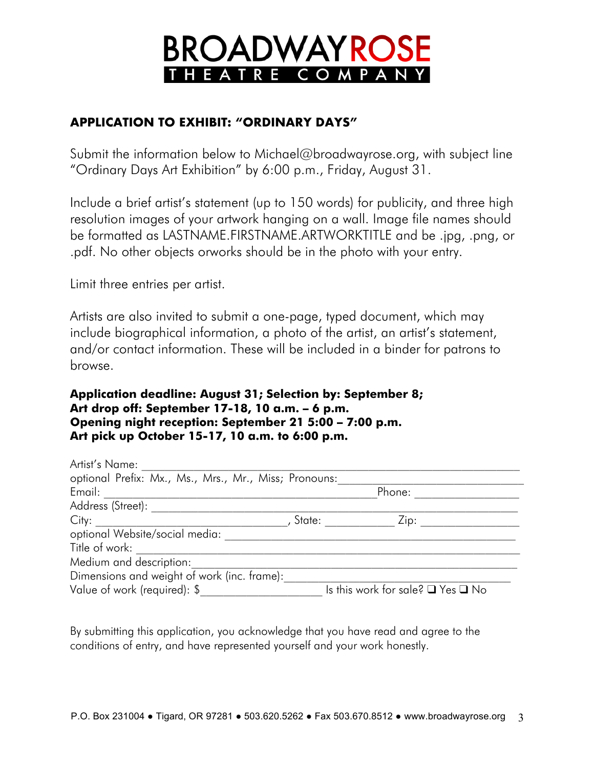**BROADWAYROSE**
**THEATRE COMPANY**

## APPLICATION TO EXHIBIT: "ORDINARY DAYS"

Submit the information below to Michael@broadwayrose.org, with subject line "Ordinary Days Art Exhibition" by 6:00 p.m., Friday, August 31.

Include a brief artist's statement (up to 150 words) for publicity, and three high resolution images of your artwork hanging on a wall. Image file names should be formatted as LASTNAME.FIRSTNAME.ARTWORKTITLE and be .jpg, .png, or .pdf. No other objects orworks should be in the photo with your entry.

Limit three entries per artist.

Artists are also invited to submit a one-page, typed document, which may include biographical information, a photo of the artist, an artist's statement, and/or contact information. These will be included in a binder for patrons to browse.

**Application deadline: August 31; Selection by: September 8;**
**Art drop off: September 17-18, 10 a.m. – 6 p.m.**
**Opening night reception: September 21 5:00 – 7:00 p.m.**
**Art pick up October 15-17, 10 a.m. to 6:00 p.m.**

Artist's Name: ____________________

optional Prefix: Mx., Ms., Mrs., Mr., Miss; Pronouns: ____________________

Email: ____________________ Phone: ____________________

Address (Street): ____________________

City: ____________________, State: __________ Zip: ____________________

optional Website/social media: ____________________

Title of work: ____________________

Medium and description: ____________________

Dimensions and weight of work (inc. frame): ____________________

Value of work (required): $____________________ Is this work for sale? ☐ Yes ☐ No

By submitting this application, you acknowledge that you have read and agree to the conditions of entry, and have represented yourself and your work honestly.

P.O. Box 231004 ● Tigard, OR 97281 ● 503.620.5262 ● Fax 503.670.8512 ● www.broadwayrose.org